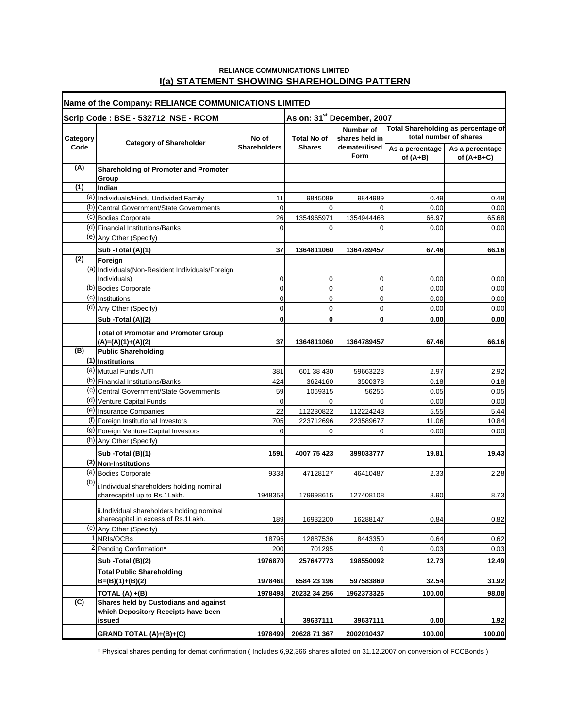**RELIANCE COMMUNICATIONS LIMITED**

## I(a) STATEMENT SHOWING SHAREHOLDING PATTERN

| Name of the Company: RELIANCE COMMUNICATIONS LIMITED | | | | | | |
|---|---|---|---|---|---|---|
| Scrip Code : BSE - 532712 NSE - RCOM | | | As on: 31st December, 2007 | | | |
| Category Code | Category of Shareholder | No of Shareholders | Total No of Shares | Number of shares held in dematerilised Form | Total Shareholding as percentage of total number of shares | |
| | | | | | As a percentage of (A+B) | As a percentage of (A+B+C) |
| **(A)** | **Shareholding of Promoter and Promoter Group** | | | | | |
| **(1)** | **Indian** | | | | | |
| (a) | Individuals/Hindu Undivided Family | 11 | 9845089 | 9844989 | 0.49 | 0.48 |
| (b) | Central Government/State Governments | 0 | 0 | 0 | 0.00 | 0.00 |
| (c) | Bodies Corporate | 26 | 1354965971 | 1354944468 | 66.97 | 65.68 |
| (d) | Financial Institutions/Banks | 0 | 0 | 0 | 0.00 | 0.00 |
| (e) | Any Other (Specify) | | | | | |
| | **Sub -Total (A)(1)** | **37** | **1364811060** | **1364789457** | **67.46** | **66.16** |
| **(2)** | **Foreign** | | | | | |
| (a) | Individuals(Non-Resident Individuals/Foreign Individuals) | 0 | 0 | 0 | 0.00 | 0.00 |
| (b) | Bodies Corporate | 0 | 0 | 0 | 0.00 | 0.00 |
| (c) | Institutions | 0 | 0 | 0 | 0.00 | 0.00 |
| (d) | Any Other (Specify) | 0 | 0 | 0 | 0.00 | 0.00 |
| | **Sub -Total (A)(2)** | **0** | **0** | **0** | **0.00** | **0.00** |
| | **Total of Promoter and Promoter Group (A)=(A)(1)+(A)(2)** | **37** | **1364811060** | **1364789457** | **67.46** | **66.16** |
| **(B)** | **Public Shareholding** | | | | | |
| **(1)** | **Institutions** | | | | | |
| (a) | Mutual Funds /UTI | 381 | 601 38 430 | 59663223 | 2.97 | 2.92 |
| (b) | Financial Institutions/Banks | 424 | 3624160 | 3500378 | 0.18 | 0.18 |
| (c) | Central Government/State Governments | 59 | 1069315 | 56256 | 0.05 | 0.05 |
| (d) | Venture Capital Funds | 0 | 0 | 0 | 0.00 | 0.00 |
| (e) | Insurance Companies | 22 | 112230822 | 112224243 | 5.55 | 5.44 |
| (f) | Foreign Institutional Investors | 705 | 223712696 | 223589677 | 11.06 | 10.84 |
| (g) | Foreign Venture Capital Investors | 0 | 0 | 0 | 0.00 | 0.00 |
| (h) | Any Other (Specify) | | | | | |
| | **Sub -Total (B)(1)** | **1591** | **4007 75 423** | **399033777** | **19.81** | **19.43** |
| **(2)** | **Non-Institutions** | | | | | |
| (a) | Bodies Corporate | 9333 | 47128127 | 46410487 | 2.33 | 2.28 |
| (b) | i.Individual shareholders holding nominal sharecapital up to Rs.1Lakh. | 1948353 | 179998615 | 127408108 | 8.90 | 8.73 |
| | ii.Individual shareholders holding nominal sharecapital in excess of Rs.1Lakh. | 189 | 16932200 | 16288147 | 0.84 | 0.82 |
| (c) | Any Other (Specify) | | | | | |
| 1 | NRIs/OCBs | 18795 | 12887536 | 8443350 | 0.64 | 0.62 |
| 2 | Pending Confirmation* | 200 | 701295 | 0 | 0.03 | 0.03 |
| | **Sub -Total (B)(2)** | **1976870** | **257647773** | **198550092** | **12.73** | **12.49** |
| | **Total Public Shareholding B=(B)(1)+(B)(2)** | **1978461** | **6584 23 196** | **597583869** | **32.54** | **31.92** |
| | **TOTAL (A) +(B)** | **1978498** | **20232 34 256** | **1962373326** | **100.00** | **98.08** |
| **(C)** | **Shares held by Custodians and against which Depository Receipts have been issued** | **1** | **39637111** | **39637111** | **0.00** | **1.92** |
| | **GRAND TOTAL (A)+(B)+(C)** | **1978499** | **20628 71 367** | **2002010437** | **100.00** | **100.00** |

* Physical shares pending for demat confirmation ( Includes 6,92,366 shares alloted on 31.12.2007 on conversion of FCCBonds )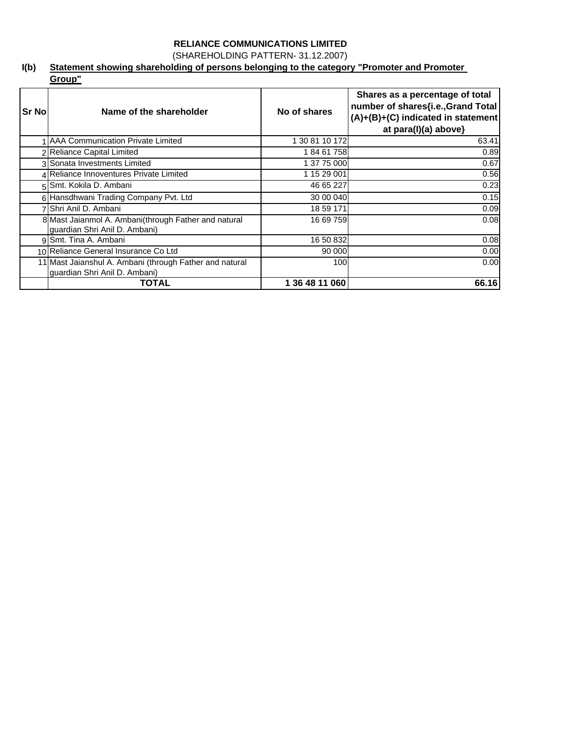**RELIANCE COMMUNICATIONS LIMITED**

(SHAREHOLDING PATTERN- 31.12.2007)

**I(b) Statement showing shareholding of persons belonging to the category "Promoter and Promoter Group"**

| Sr No | Name of the shareholder | No of shares | Shares as a percentage of total number of shares{i.e.,Grand Total (A)+(B)+(C) indicated in statement at para(I)(a) above} |
|---|---|---|---|
| 1 | AAA Communication Private Limited | 1 30 81 10 172 | 63.41 |
| 2 | Reliance Capital Limited | 1 84 61 758 | 0.89 |
| 3 | Sonata Investments Limited | 1 37 75 000 | 0.67 |
| 4 | Reliance Innoventures Private Limited | 1 15 29 001 | 0.56 |
| 5 | Smt. Kokila D. Ambani | 46 65 227 | 0.23 |
| 6 | Hansdhwani Trading Company Pvt. Ltd | 30 00 040 | 0.15 |
| 7 | Shri Anil D. Ambani | 18 59 171 | 0.09 |
| 8 | Mast Jaianmol A. Ambani(through Father and natural guardian Shri Anil D. Ambani) | 16 69 759 | 0.08 |
| 9 | Smt. Tina A. Ambani | 16 50 832 | 0.08 |
| 10 | Reliance General Insurance Co Ltd | 90 000 | 0.00 |
| 11 | Mast Jaianshul A. Ambani (through Father and natural guardian Shri Anil D. Ambani) | 100 | 0.00 |
| | **TOTAL** | **1 36 48 11 060** | **66.16** |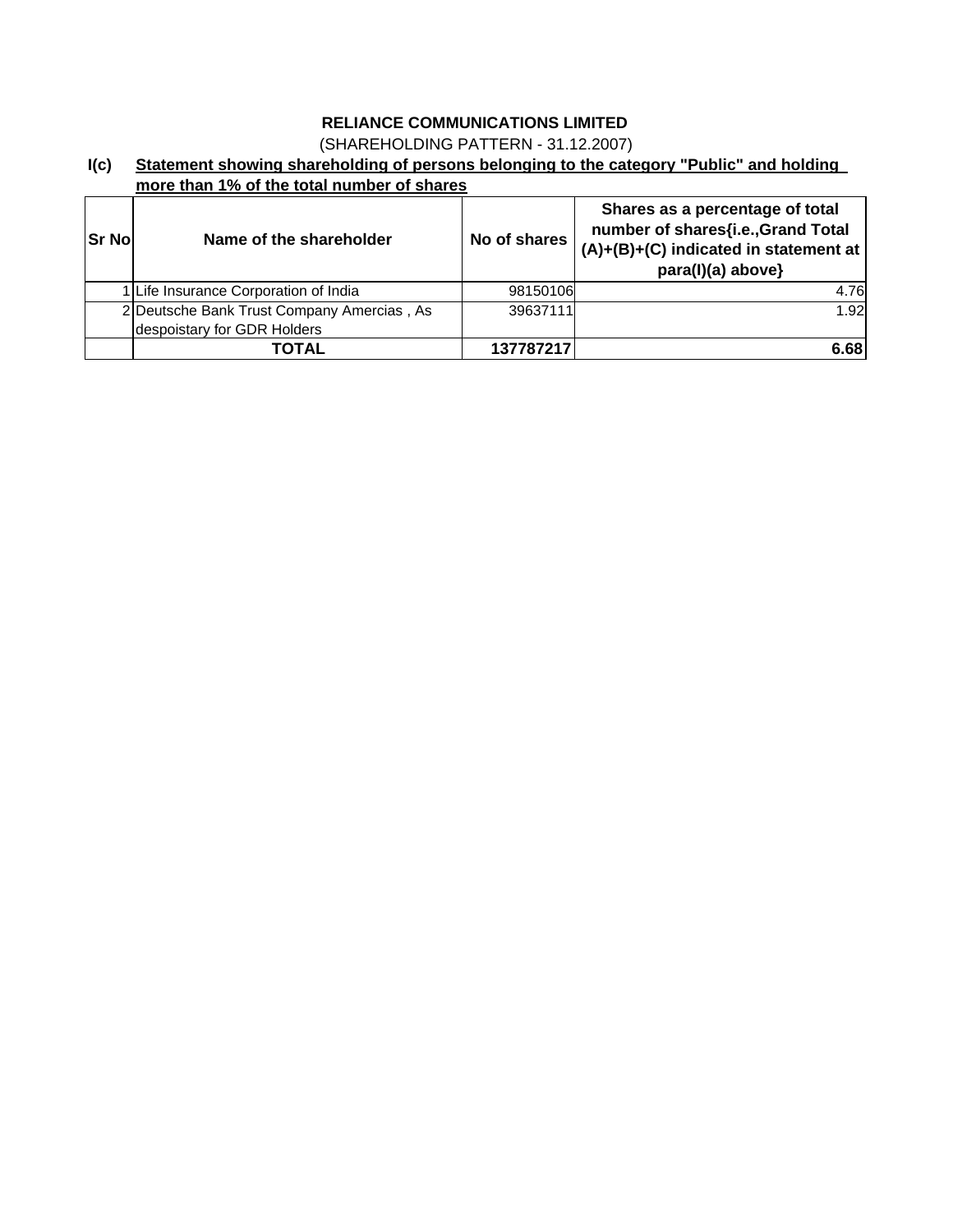**RELIANCE COMMUNICATIONS LIMITED**

(SHAREHOLDING PATTERN - 31.12.2007)

**I(c) Statement showing shareholding of persons belonging to the category "Public" and holding more than 1% of the total number of shares**

| Sr No | Name of the shareholder | No of shares | Shares as a percentage of total number of shares{i.e.,Grand Total (A)+(B)+(C) indicated in statement at para(I)(a) above} |
|---|---|---|---|
| 1 | Life Insurance Corporation of India | 98150106 | 4.76 |
| 2 | Deutsche Bank Trust Company Amercias , As despoistary for GDR Holders | 39637111 | 1.92 |
| | **TOTAL** | **137787217** | **6.68** |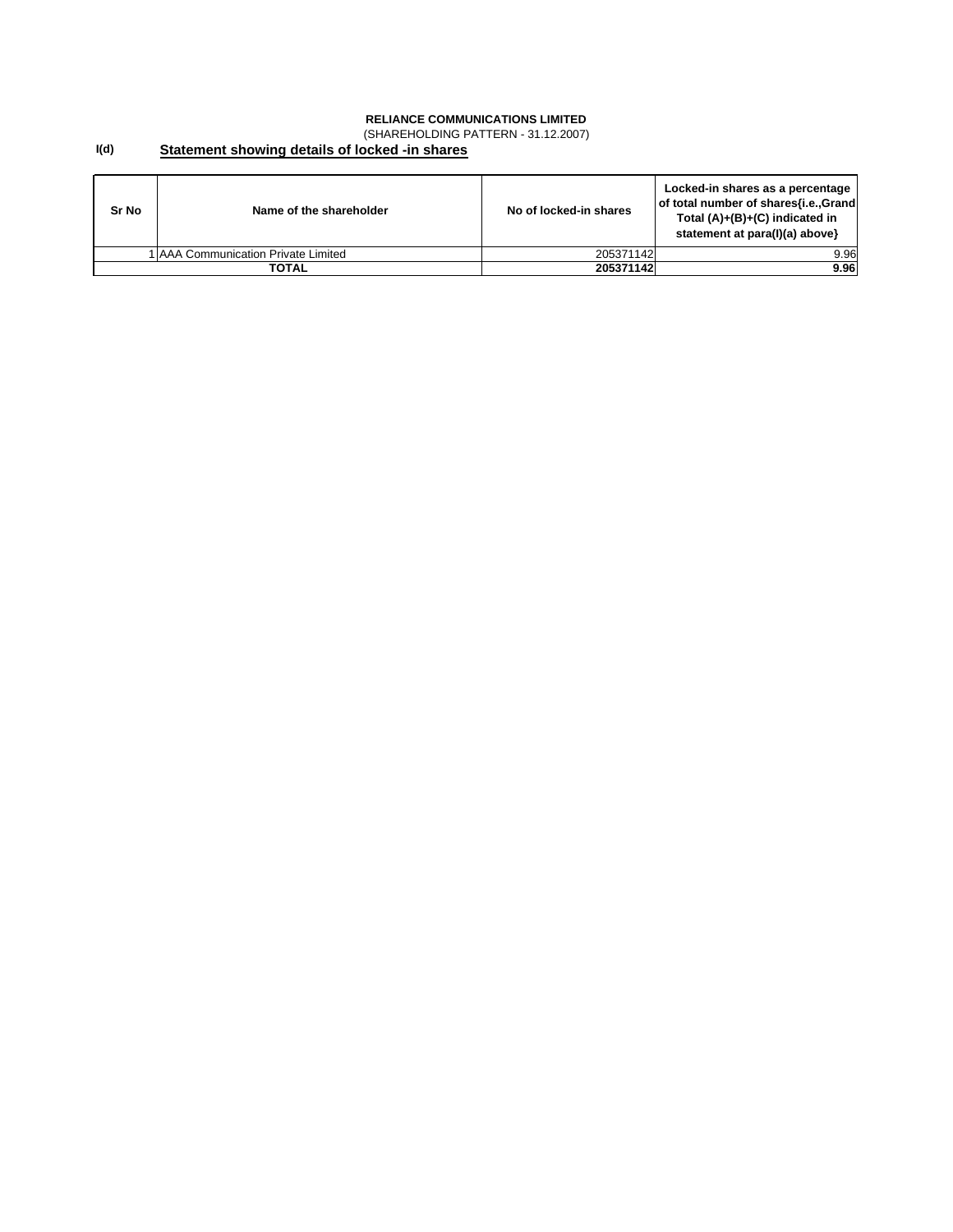**RELIANCE COMMUNICATIONS LIMITED**

(SHAREHOLDING PATTERN - 31.12.2007)

**I(d)** **Statement showing details of locked -in shares**

| Sr No | Name of the shareholder | No of locked-in shares | Locked-in shares as a percentage of total number of shares{i.e.,Grand Total (A)+(B)+(C) indicated in statement at para(I)(a) above} |
|---|---|---|---|
| 1 | AAA Communication Private Limited | 205371142 | 9.96 |
| | **TOTAL** | **205371142** | **9.96** |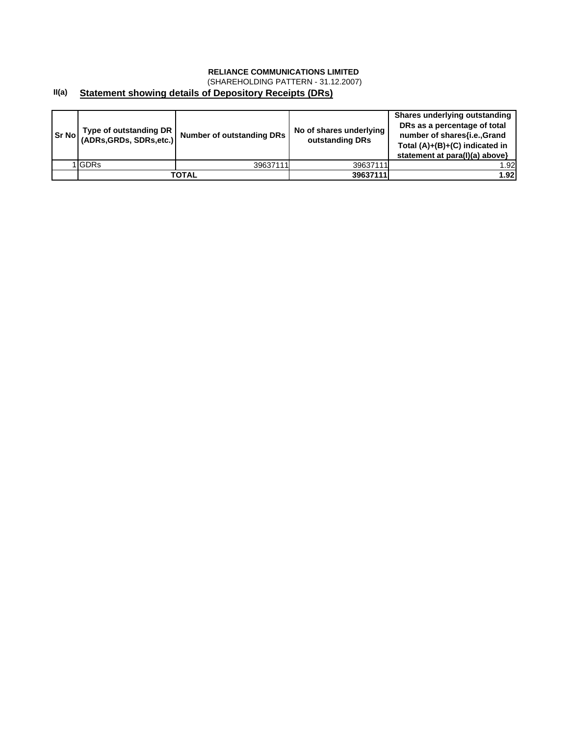**RELIANCE COMMUNICATIONS LIMITED**

(SHAREHOLDING PATTERN - 31.12.2007)

## II(a) Statement showing details of Depository Receipts (DRs)

| Sr No | Type of outstanding DR (ADRs,GRDs, SDRs,etc.) | Number of outstanding DRs | No of shares underlying outstanding DRs | Shares underlying outstanding DRs as a percentage of total number of shares{i.e.,Grand Total (A)+(B)+(C) indicated in statement at para(I)(a) above} |
|---|---|---|---|---|
| 1 | GDRs | 39637111 | 39637111 | 1.92 |
| | **TOTAL** | | **39637111** | **1.92** |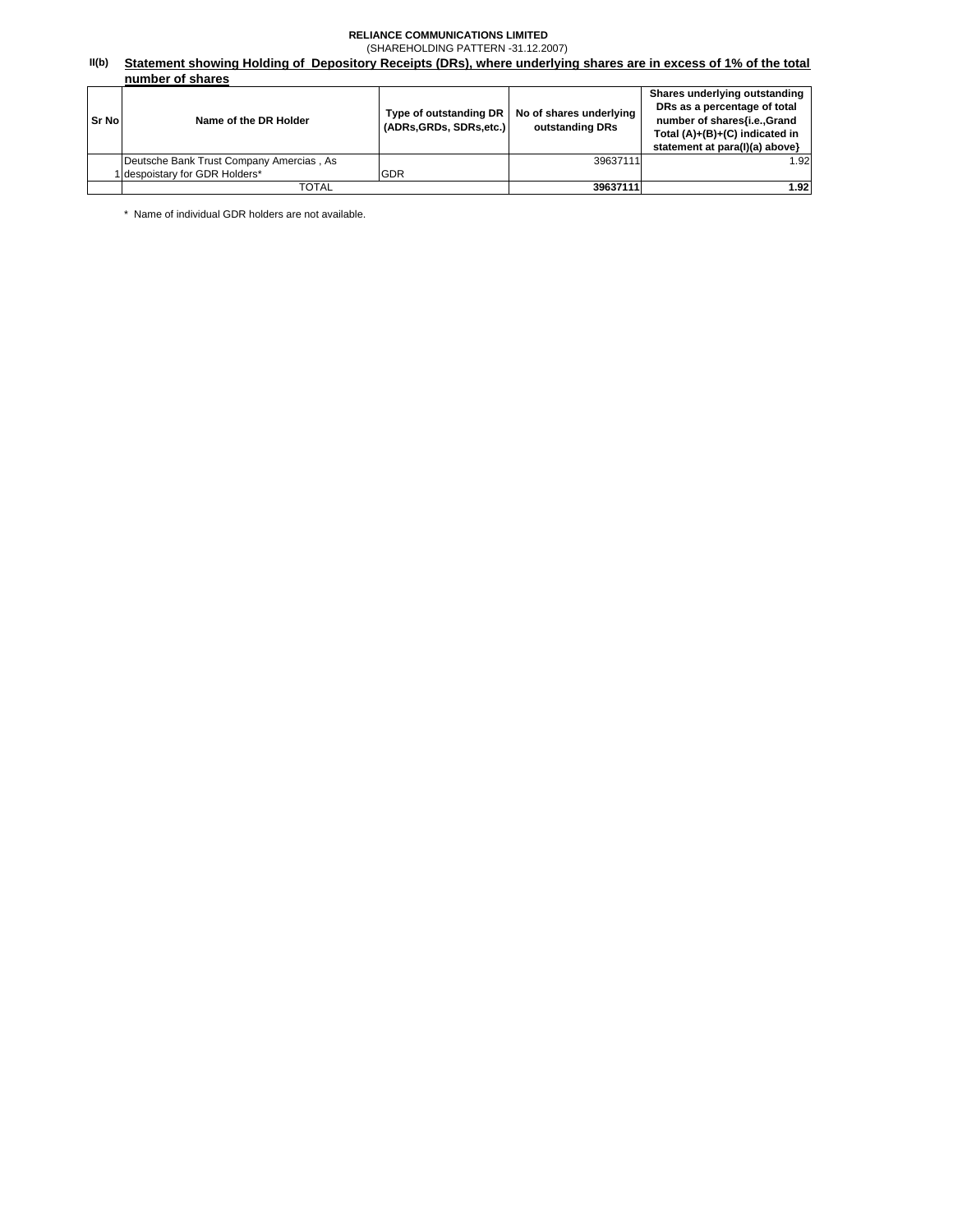**RELIANCE COMMUNICATIONS LIMITED**

(SHAREHOLDING PATTERN -31.12.2007)

**II(b)** **Statement showing Holding of Depository Receipts (DRs), where underlying shares are in excess of 1% of the total number of shares**

| Sr No | Name of the DR Holder | Type of outstanding DR (ADRs,GRDs, SDRs,etc.) | No of shares underlying outstanding DRs | Shares underlying outstanding DRs as a percentage of total number of shares{i.e.,Grand Total (A)+(B)+(C) indicated in statement at para(I)(a) above} |
|---|---|---|---|---|
| 1 | Deutsche Bank Trust Company Amercias , As despoistary for GDR Holders* | GDR | 39637111 | 1.92 |
| | TOTAL | | **39637111** | **1.92** |

\* Name of individual GDR holders are not available.